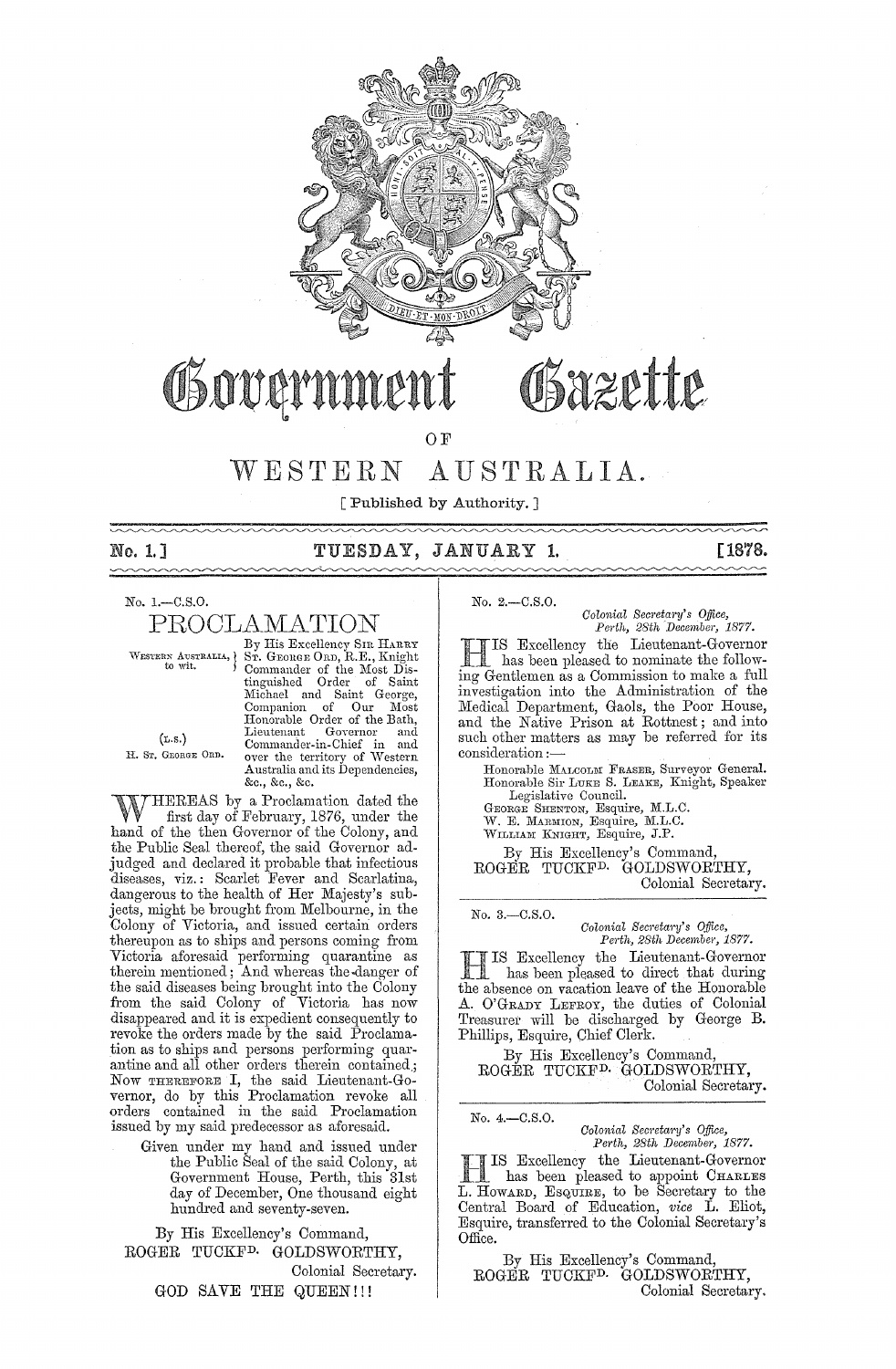# Government Gazette

OF

# WESTERN AUSTRALIA.

[ Published by Authority. ]

**No. 1.] TUESDAY, JANUARY 1. [1878.**

No. 1.—C.S.O.

## PROCLAMATION

WESTERN AUSTRALIA, to wit.

(L.S.)
H. ST. GEORGE ORD.

By His Excellency SIR HARRY ST. GEORGE ORD, R.E., Knight Commander of the Most Distinguished Order of Saint Michael and Saint George, Companion of Our Most Honorable Order of the Bath, Lieutenant Governor and Commander-in-Chief in and over the territory of Western Australia and its Dependencies, &c., &c., &c.

WHEREAS by a Proclamation dated the first day of February, 1876, under the hand of the then Governor of the Colony, and the Public Seal thereof, the said Governor adjudged and declared it probable that infectious diseases, viz.: Scarlet Fever and Scarlatina, dangerous to the health of Her Majesty's subjects, might be brought from Melbourne, in the Colony of Victoria, and issued certain orders thereupon as to ships and persons coming from Victoria aforesaid performing quarantine as therein mentioned; And whereas the danger of the said diseases being brought into the Colony from the said Colony of Victoria has now disappeared and it is expedient consequently to revoke the orders made by the said Proclamation as to ships and persons performing quarantine and all other orders therein contained; Now THEREFORE I, the said Lieutenant-Governor, do by this Proclamation revoke all orders contained in the said Proclamation issued by my said predecessor as aforesaid.

Given under my hand and issued under the Public Seal of the said Colony, at Government House, Perth, this 31st day of December, One thousand eight hundred and seventy-seven.

By His Excellency's Command,
ROGER TUCKFD. GOLDSWORTHY,
Colonial Secretary.

GOD SAVE THE QUEEN!!!

---

No. 2.—C.S.O.

*Colonial Secretary's Office,*
*Perth, 28th December, 1877.*

HIS Excellency the Lieutenant-Governor has been pleased to nominate the following Gentlemen as a Commission to make a full investigation into the Administration of the Medical Department, Gaols, the Poor House, and the Native Prison at Rottnest; and into such other matters as may be referred for its consideration:—

Honorable MALCOLM FRASER, Surveyor General.
Honorable Sir LUKE S. LEAKE, Knight, Speaker Legislative Council.
GEORGE SHENTON, Esquire, M.L.C.
W. E. MARMION, Esquire, M.L.C.
WILLIAM KNIGHT, Esquire, J.P.

By His Excellency's Command,
ROGER TUCKFD. GOLDSWORTHY,
Colonial Secretary.

---

No. 3.—C.S.O.

*Colonial Secretary's Office,*
*Perth, 28th December, 1877.*

HIS Excellency the Lieutenant-Governor has been pleased to direct that during the absence on vacation leave of the Honorable A. O'GRADY LEFROY, the duties of Colonial Treasurer will be discharged by George B. Phillips, Esquire, Chief Clerk.

By His Excellency's Command,
ROGER TUCKFD. GOLDSWORTHY,
Colonial Secretary.

---

No. 4.—C.S.O.

*Colonial Secretary's Office,*
*Perth, 28th December, 1877.*

HIS Excellency the Lieutenant-Governor has been pleased to appoint CHARLES L. HOWARD, ESQUIRE, to be Secretary to the Central Board of Education, *vice* L. Eliot, Esquire, transferred to the Colonial Secretary's Office.

By His Excellency's Command,
ROGER TUCKFD. GOLDSWORTHY,
Colonial Secretary.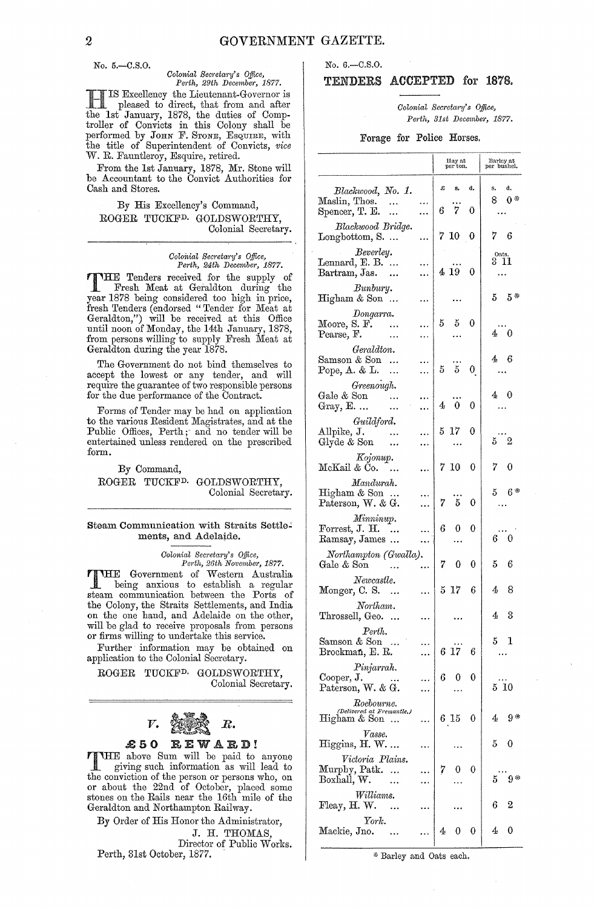No. 5.—C.S.O.

*Colonial Secretary's Office,*
*Perth, 29th December, 1877.*

HIS Excellency the Lieutenant-Governor is pleased to direct, that from and after the 1st January, 1878, the duties of Comptroller of Convicts in this Colony shall be performed by JOHN F. STONE, ESQUIRE, with the title of Superintendent of Convicts, *vice* W. R. Fauntleroy, Esquire, retired.

From the 1st January, 1878, Mr. Stone will be Accountant to the Convict Authorities for Cash and Stores.

By His Excellency's Command,
ROGER TUCKFD. GOLDSWORTHY,
Colonial Secretary.

---

*Colonial Secretary's Office,*
*Perth, 24th December, 1877.*

THE Tenders received for the supply of Fresh Meat at Geraldton during the year 1878 being considered too high in price, fresh Tenders (endorsed "Tender for Meat at Geraldton,") will be received at this Office until noon of Monday, the 14th January, 1878, from persons willing to supply Fresh Meat at Geraldton during the year 1878.

The Government do not bind themselves to accept the lowest or any tender, and will require the guarantee of two responsible persons for the due performance of the Contract.

Forms of Tender may be had on application to the various Resident Magistrates, and at the Public Offices, Perth; and no tender will be entertained unless rendered on the prescribed form.

By Command,
ROGER TUCKFD. GOLDSWORTHY,
Colonial Secretary.

---

### Steam Communication with Straits Settlements, and Adelaide.

*Colonial Secretary's Office,*
*Perth, 26th November, 1877.*

THE Government of Western Australia being anxious to establish a regular steam communication between the Ports of the Colony, the Straits Settlements, and India on the one hand, and Adelaide on the other, will be glad to receive proposals from persons or firms willing to undertake this service.

Further information may be obtained on application to the Colonial Secretary.

ROGER TUCKFD. GOLDSWORTHY,
Colonial Secretary.

---

*V. R.*

## £50 REWARD!

THE above Sum will be paid to anyone giving such information as will lead to the conviction of the person or persons who, on or about the 22nd of October, placed some stones on the Rails near the 16th mile of the Geraldton and Northampton Railway.

By Order of His Honor the Administrator,
J. H. THOMAS,
Director of Public Works.

Perth, 31st October, 1877.

---

No. 6.—C.S.O.

## TENDERS ACCEPTED for 1878.

*Colonial Secretary's Office,*
*Perth, 31st December, 1877.*

### Forage for Police Horses.

| | Hay at per ton. £ s. d. | Barley at per bushel. s. d. |
|---|---|---|
| *Blackwood, No. 1.* | | |
| Maslin, Thos. ... | ... | 8 0* |
| Spencer, T. E. ... | 6 7 0 | ... |
| *Blackwood Bridge.* | | |
| Longbottom, S. ... | 7 10 0 | 7 6 |
| *Beverley.* | | Oats. |
| Lennard, E. B. ... | ... | 3 11 |
| Bartram, Jas. ... | 4 19 0 | ... |
| *Bunbury.* | | |
| Higham & Son ... | ... | 5 5* |
| *Dongarra.* | | |
| Moore, S. F. ... | 5 5 0 | ... |
| Pearse, F. ... | ... | 4 0 |
| *Geraldton.* | | |
| Samson & Son ... | ... | 4 6 |
| Pope, A. & L. ... | 5 5 0 | ... |
| *Greenough.* | | |
| Gale & Son ... | ... | 4 0 |
| Gray, E. ... | 4 0 0 | ... |
| *Guildford.* | | |
| Allpike, J. ... | 5 17 0 | ... |
| Glyde & Son ... | ... | 5 2 |
| *Kojonup.* | | |
| McKail & Co. ... | 7 10 0 | 7 0 |
| *Mandurah.* | | |
| Higham & Son ... | ... | 5 6* |
| Paterson, W. & G. ... | 7 5 0 | ... |
| *Minninup.* | | |
| Forrest, J. H. ... | 6 0 0 | ... |
| Ramsay, James ... | ... | 6 0 |
| *Northampton (Gwalla).* | | |
| Gale & Son ... | 7 0 0 | 5 6 |
| *Newcastle.* | | |
| Monger, C. S. ... | 5 17 6 | 4 8 |
| *Northam.* | | |
| Throssell, Geo. ... | ... | 4 3 |
| *Perth.* | | |
| Samson & Son ... | ... | 5 1 |
| Brockman, E. R. ... | 6 17 6 | ... |
| *Pinjarrah.* | | |
| Cooper, J. ... | 6 0 0 | ... |
| Paterson, W. & G. ... | ... | 5 10 |
| *Roebourne.* (Delivered at Fremantle.) | | |
| Higham & Son ... | 6 15 0 | 4 9* |
| *Vasse.* | | |
| Higgins, H. W. ... | ... | 5 0 |
| *Victoria Plains.* | | |
| Murphy, Patk. ... | 7 0 0 | ... |
| Boxhall, W. ... | ... | 5 9* |
| *Williams.* | | |
| Fleay, H. W. ... | ... | 6 2 |
| *York.* | | |
| Mackie, Jno. ... | 4 0 0 | 4 0 |

\* Barley and Oats each.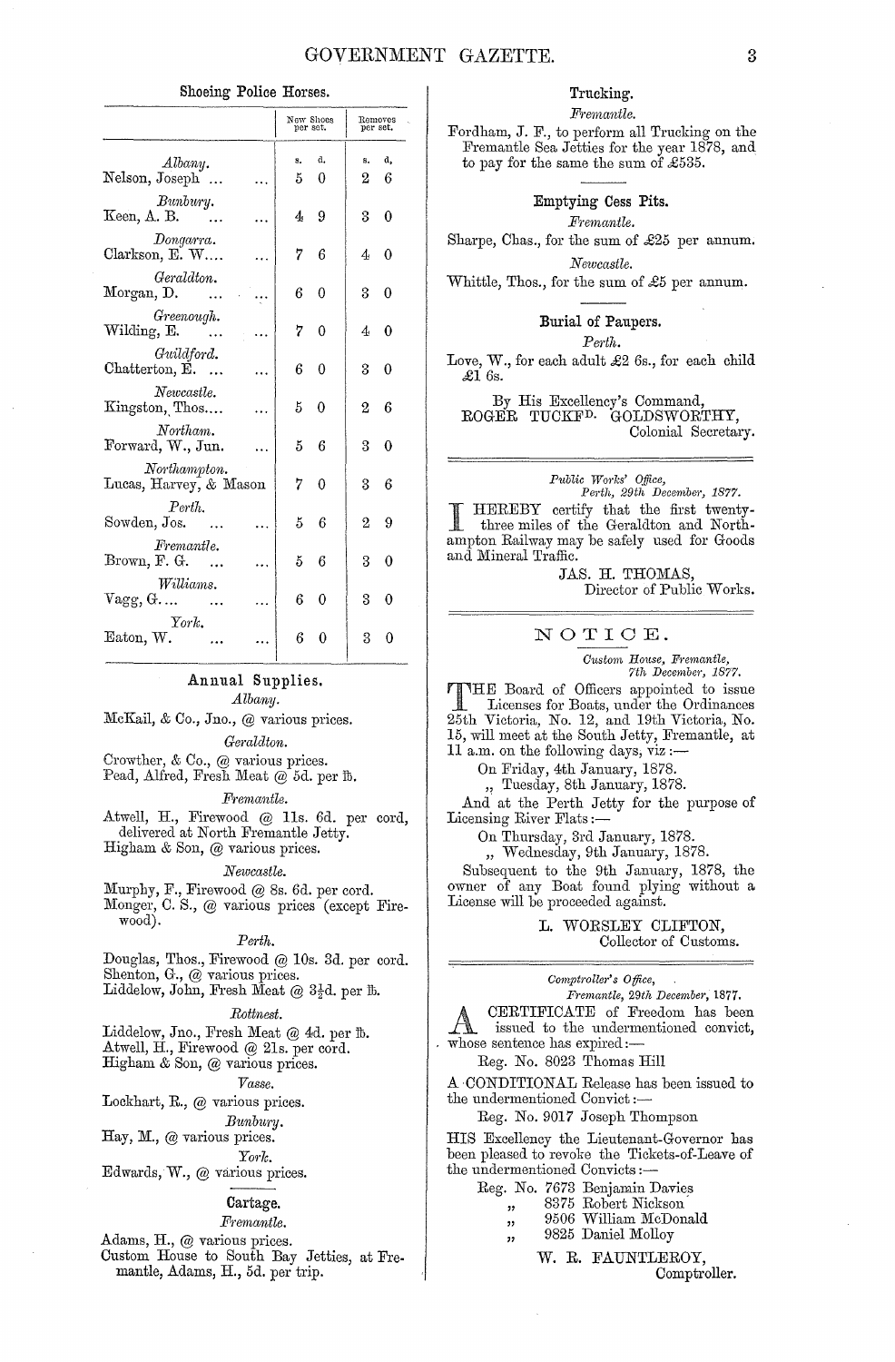### Shoeing Police Horses.

| | New Shoes per set. | | Removes per set. | |
|---|---|---|---|---|
| | s. | d. | s. | d. |
| *Albany.* | | | | |
| Nelson, Joseph ... ... | 5 | 0 | 2 | 6 |
| *Bunbury.* | | | | |
| Keen, A. B. ... ... | 4 | 9 | 3 | 0 |
| *Dongarra.* | | | | |
| Clarkson, E. W.... ... | 7 | 6 | 4 | 0 |
| *Geraldton.* | | | | |
| Morgan, D. ... ... | 6 | 0 | 3 | 0 |
| *Greenough.* | | | | |
| Wilding, E. ... ... | 7 | 0 | 4 | 0 |
| *Guildford.* | | | | |
| Chatterton, E. ... ... | 6 | 0 | 3 | 0 |
| *Newcastle.* | | | | |
| Kingston, Thos.... ... | 5 | 0 | 2 | 6 |
| *Northam.* | | | | |
| Forward, W., Jun. ... | 5 | 6 | 3 | 0 |
| *Northampton.* | | | | |
| Lucas, Harvey, & Mason | 7 | 0 | 3 | 6 |
| *Perth.* | | | | |
| Sowden, Jos. ... ... | 5 | 6 | 2 | 9 |
| *Fremantle.* | | | | |
| Brown, F. G. ... ... | 5 | 6 | 3 | 0 |
| *Williams.* | | | | |
| Vagg, G.... ... ... | 6 | 0 | 3 | 0 |
| *York.* | | | | |
| Eaton, W. ... ... | 6 | 0 | 3 | 0 |

### Annual Supplies.

*Albany.*

McKail, & Co., Jno., @ various prices.

*Geraldton.*

Crowther, & Co., @ various prices.
Pead, Alfred, Fresh Meat @ 5d. per lb.

*Fremantle.*

Atwell, H., Firewood @ 11s. 6d. per cord, delivered at North Fremantle Jetty.
Higham & Son, @ various prices.

*Newcastle.*

Murphy, F., Firewood @ 8s. 6d. per cord.
Monger, C. S., @ various prices (except Firewood).

*Perth.*

Douglas, Thos., Firewood @ 10s. 3d. per cord.
Shenton, G., @ various prices.
Liddelow, John, Fresh Meat @ 3½d. per lb.

*Rottnest.*

Liddelow, Jno., Fresh Meat @ 4d. per lb.
Atwell, H., Firewood @ 21s. per cord.
Higham & Son, @ various prices.

*Vasse.*

Lockhart, R., @ various prices.

*Bunbury.*

Hay, M., @ various prices.

*York.*

Edwards, W., @ various prices.

### Cartage.

*Fremantle.*

Adams, H., @ various prices.
Custom House to South Bay Jetties, at Fremantle, Adams, H., 5d. per trip.

### Trucking.

*Fremantle.*

Fordham, J. F., to perform all Trucking on the Fremantle Sea Jetties for the year 1878, and to pay for the same the sum of £535.

### Emptying Cess Pits.

*Fremantle.*

Sharpe, Chas., for the sum of £25 per annum.

*Newcastle.*

Whittle, Thos., for the sum of £5 per annum.

### Burial of Paupers.

*Perth.*

Love, W., for each adult £2 6s., for each child £1 6s.

By His Excellency's Command,
ROGER TUCKFD. GOLDSWORTHY,
Colonial Secretary.

---

*Public Works' Office,*
*Perth, 29th December, 1877.*

I HEREBY certify that the first twenty-three miles of the Geraldton and Northampton Railway may be safely used for Goods and Mineral Traffic.

JAS. H. THOMAS,
Director of Public Works.

---

## NOTICE.

*Custom House, Fremantle,*
*7th December, 1877.*

THE Board of Officers appointed to issue Licenses for Boats, under the Ordinances 25th Victoria, No. 12, and 19th Victoria, No. 15, will meet at the South Jetty, Fremantle, at 11 a.m. on the following days, viz:—

On Friday, 4th January, 1878.
„ Tuesday, 8th January, 1878.

And at the Perth Jetty for the purpose of Licensing River Flats:—

On Thursday, 3rd January, 1878.
„ Wednesday, 9th January, 1878.

Subsequent to the 9th January, 1878, the owner of any Boat found plying without a License will be proceeded against.

L. WORSLEY CLIFTON,
Collector of Customs.

---

*Comptroller's Office,*
*Fremantle, 29th December, 1877.*

A CERTIFICATE of Freedom has been issued to the undermentioned convict, whose sentence has expired:—

Reg. No. 8023 Thomas Hill

A CONDITIONAL Release has been issued to the undermentioned Convict:—

Reg. No. 9017 Joseph Thompson

HIS Excellency the Lieutenant-Governor has been pleased to revoke the Tickets-of-Leave of the undermentioned Convicts:—

Reg. No. 7673 Benjamin Davies
„ 8375 Robert Nickson
„ 9506 William McDonald
„ 9825 Daniel Molloy

W. R. FAUNTLEROY,
Comptroller.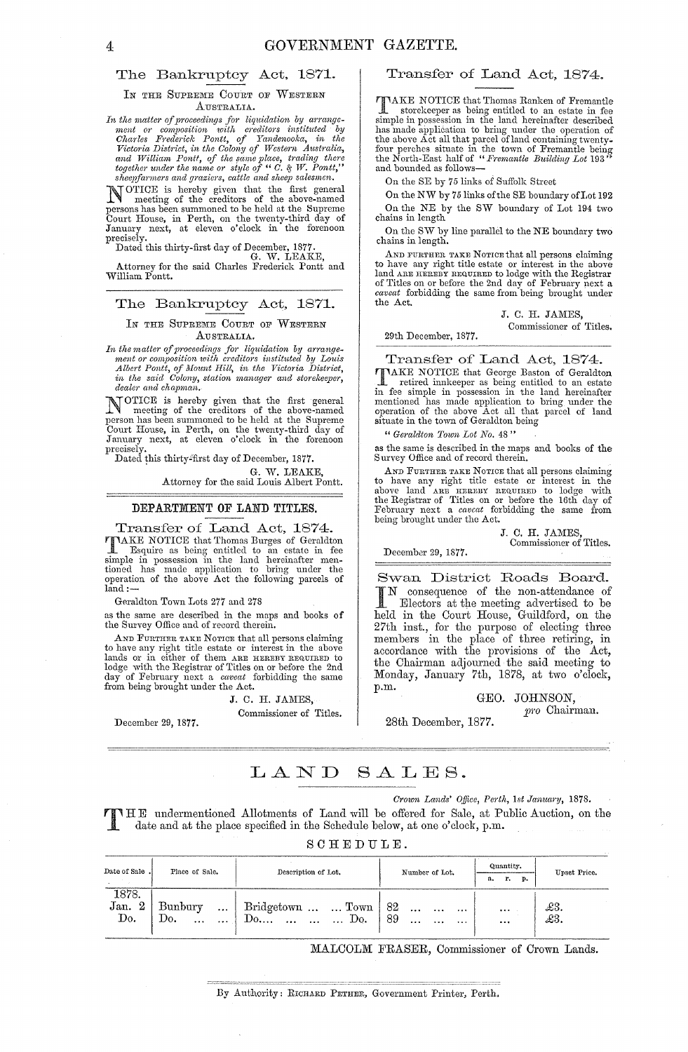## The Bankruptcy Act, 1871.

IN THE SUPREME COURT OF WESTERN AUSTRALIA.

*In the matter of proceedings for liquidation by arrangement or composition with creditors instituted by Charles Frederick Pontt, of Yandenooka, in the Victoria District, in the Colony of Western Australia, and William Pontt, of the same place, trading there together under the name or style of "C. & W. Pontt," sheepfarmers and graziers, cattle and sheep salesmen.*

NOTICE is hereby given that the first general meeting of the creditors of the above-named persons has been summoned to be held at the Supreme Court House, in Perth, on the twenty-third day of January next, at eleven o'clock in the forenoon precisely.

Dated this thirty-first day of December, 1877.

G. W. LEAKE,
Attorney for the said Charles Frederick Pontt and William Pontt.

---

## The Bankruptcy Act, 1871.

IN THE SUPREME COURT OF WESTERN AUSTRALIA.

*In the matter of proceedings for liquidation by arrangement or composition with creditors instituted by Louis Albert Pontt, of Mount Hill, in the Victoria District, in the said Colony, station manager and storekeeper, dealer and chapman.*

NOTICE is hereby given that the first general meeting of the creditors of the above-named person has been summoned to be held at the Supreme Court House, in Perth, on the twenty-third day of January next, at eleven o'clock in the forenoon precisely.

Dated this thirty-first day of December, 1877.

G. W. LEAKE,
Attorney for the said Louis Albert Pontt.

---

## DEPARTMENT OF LAND TITLES.

## Transfer of Land Act, 1874.

TAKE NOTICE that Thomas Burges of Geraldton Esquire as being entitled to an estate in fee simple in possession in the land hereinafter mentioned has made application to bring under the operation of the above Act the following parcels of land:—

Geraldton Town Lots 277 and 278

as the same are described in the maps and books of the Survey Office and of record therein.

AND FURTHER TAKE NOTICE that all persons claiming to have any right title estate or interest in the above lands or in either of them ARE HEREBY REQUIRED to lodge with the Registrar of Titles on or before the 2nd day of February next a *caveat* forbidding the same from being brought under the Act.

J. C. H. JAMES,
Commissioner of Titles.

December 29, 1877.

---

## Transfer of Land Act, 1874.

TAKE NOTICE that Thomas Ranken of Fremantle storekeeper as being entitled to an estate in fee simple in possession in the land hereinafter described has made application to bring under the operation of the above Act all that parcel of land containing twenty-four perches situate in the town of Fremantle being the North-East half of "*Fremantle Building Lot* 193" and bounded as follows—

On the SE by 75 links of Suffolk Street

On the NW by 75 links of the SE boundary of Lot 192

On the NE by the SW boundary of Lot 194 two chains in length

On the SW by line parallel to the NE boundary two chains in length.

AND FURTHER TAKE NOTICE that all persons claiming to have any right title estate or interest in the above land ARE HEREBY REQUIRED to lodge with the Registrar of Titles on or before the 2nd day of February next a *caveat* forbidding the same from being brought under the Act.

J. C. H. JAMES,
Commissioner of Titles.

29th December, 1877.

---

## Transfer of Land Act, 1874.

TAKE NOTICE that George Baston of Geraldton retired innkeeper as being entitled to an estate in fee simple in possession in the land hereinafter mentioned has made application to bring under the operation of the above Act all that parcel of land situate in the town of Geraldton being

"*Geraldton Town Lot No.* 48"

as the same is described in the maps and books of the Survey Office and of record therein.

AND FURTHER TAKE NOTICE that all persons claiming to have any right title estate or interest in the above land ARE HEREBY REQUIRED to lodge with the Registrar of Titles on or before the 16th day of February next a *caveat* forbidding the same from being brought under the Act.

J. C. H. JAMES,
Commissioner of Titles.

December 29, 1877.

---

## Swan District Roads Board.

IN consequence of the non-attendance of Electors at the meeting advertised to be held in the Court House, Guildford, on the 27th inst., for the purpose of electing three members in the place of three retiring, in accordance with the provisions of the Act, the Chairman adjourned the said meeting to Monday, January 7th, 1878, at two o'clock, p.m.

GEO. JOHNSON,
*pro* Chairman.

28th December, 1877.

---

# LAND SALES.

*Crown Lands' Office, Perth, 1st January,* 1878.

THE undermentioned Allotments of Land will be offered for Sale, at Public Auction, on the date and at the place specified in the Schedule below, at one o'clock, p.m.

### SCHEDULE.

| Date of Sale. | Place of Sale. | Description of Lot. | Number of Lot. | Quantity. a. r. p. | Upset Price. |
|---|---|---|---|---|---|
| 1878. | | | | | |
| Jan. 2 | Bunbury ... | Bridgetown ... ... Town | 82 ... ... ... | ... | £3. |
| Do. | Do. ... ... | Do.... ... ... ... Do. | 89 ... ... ... | ... | £3. |

MALCOLM FRASER, Commissioner of Crown Lands.

---

By Authority: RICHARD PETHER, Government Printer, Perth.